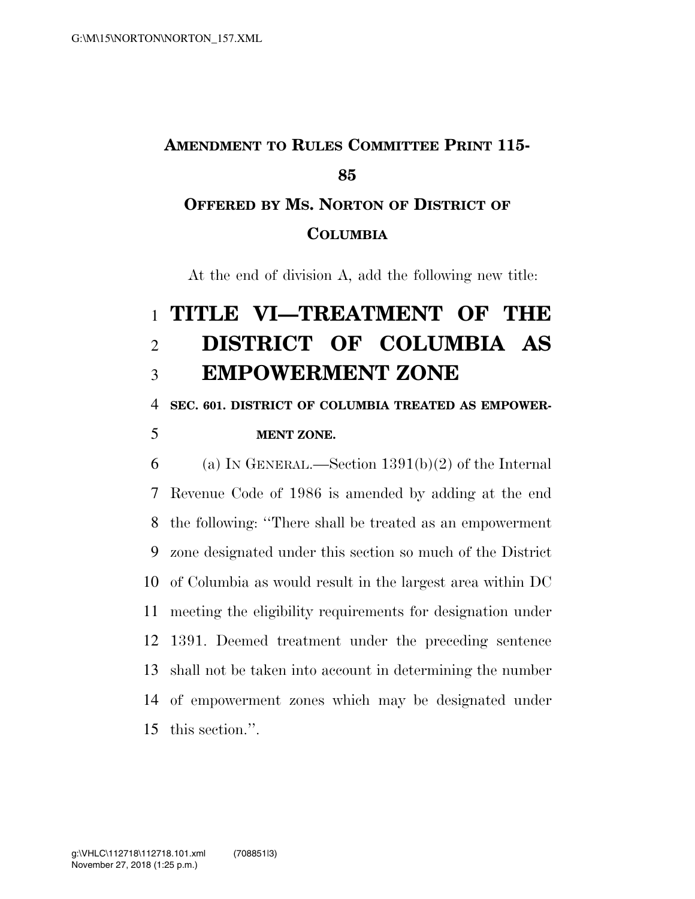**AMENDMENT TO RULES COMMITTEE PRINT 115-85**

**OFFERED BY MS. NORTON OF DISTRICT OF COLUMBIA**

At the end of division A, add the following new title:

# TITLE VI—TREATMENT OF THE DISTRICT OF COLUMBIA AS EMPOWERMENT ZONE

**SEC. 601. DISTRICT OF COLUMBIA TREATED AS EMPOWERMENT ZONE.**

(a) IN GENERAL.—Section 1391(b)(2) of the Internal Revenue Code of 1986 is amended by adding at the end the following: "There shall be treated as an empowerment zone designated under this section so much of the District of Columbia as would result in the largest area within DC meeting the eligibility requirements for designation under 1391. Deemed treatment under the preceding sentence shall not be taken into account in determining the number of empowerment zones which may be designated under this section.".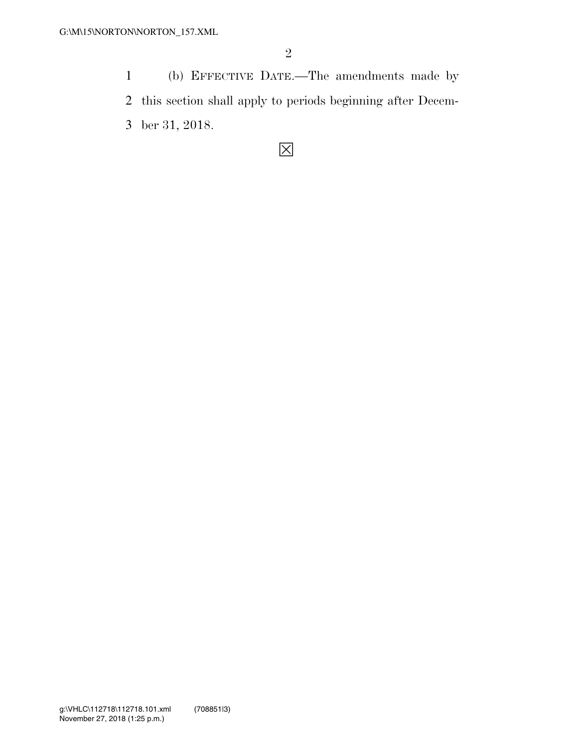(b) EFFECTIVE DATE.—The amendments made by this section shall apply to periods beginning after December 31, 2018.